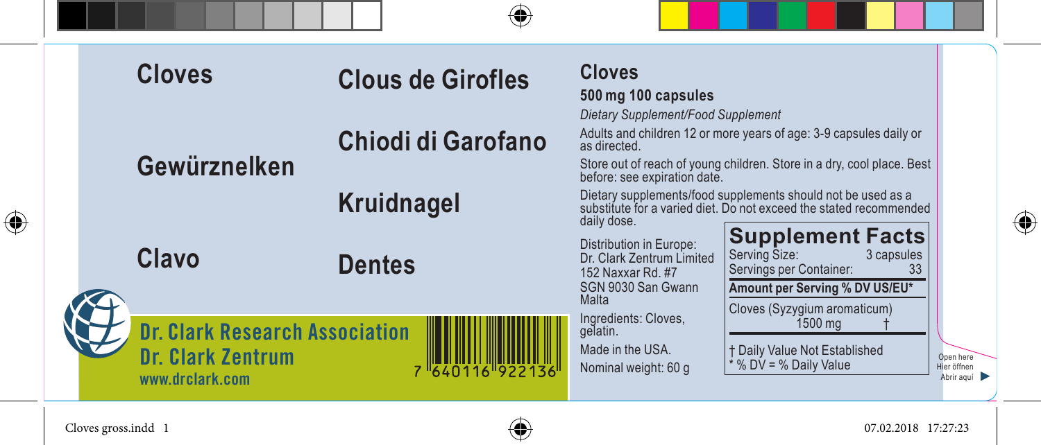# Cloves

## Clous de Girofles

## Chiodi di Garofano

## Gewürznelken

## Kruidnagel

## Clavo

## Dentes

**Dr. Clark Research Association**
**Dr. Clark Zentrum**
www.drclark.com

7 640116 922136

## Cloves

**500 mg 100 capsules**

*Dietary Supplement/Food Supplement*

Adults and children 12 or more years of age: 3-9 capsules daily or as directed.

Store out of reach of young children. Store in a dry, cool place. Best before: see expiration date.

Dietary supplements/food supplements should not be used as a substitute for a varied diet. Do not exceed the stated recommended daily dose.

Distribution in Europe:
Dr. Clark Zentrum Limited
152 Naxxar Rd. #7
SGN 9030 San Gwann
Malta

Ingredients: Cloves, gelatin.

Made in the USA.

Nominal weight: 60 g

**Supplement Facts**

| Serving Size: | 3 capsules |
|---|---|
| Servings per Container: | 33 |
| **Amount per Serving** | **% DV US/EU*** |
| Cloves (Syzygium aromaticum) 1500 mg | † |

† Daily Value Not Established
* % DV = % Daily Value

Open here
Hier öffnen
Abrir aquí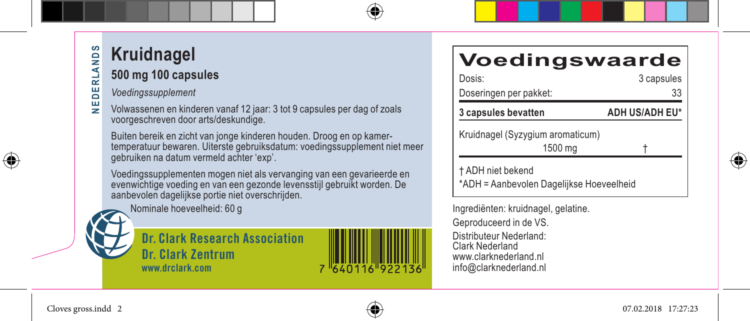NEDERLANDS

# Kruidnagel

## 500 mg 100 capsules

*Voedingssupplement*

Volwassenen en kinderen vanaf 12 jaar: 3 tot 9 capsules per dag of zoals voorgeschreven door arts/deskundige.

Buiten bereik en zicht van jonge kinderen houden. Droog en op kamertemperatuur bewaren. Uiterste gebruiksdatum: voedingssupplement niet meer gebruiken na datum vermeld achter 'exp'.

Voedingssupplementen mogen niet als vervanging van een gevarieerde en evenwichtige voeding en van een gezonde levensstijl gebruikt worden. De aanbevolen dagelijkse portie niet overschrijden.

Nominale hoeveelheid: 60 g

**Dr. Clark Research Association**
**Dr. Clark Zentrum**
www.drclark.com

7 640116 922136

# Voedingswaarde

| Dosis: | 3 capsules |
|---|---|
| Doseringen per pakket: | 33 |
| **3 capsules bevatten** | **ADH US/ADH EU*** |
| Kruidnagel (Syzygium aromaticum) 1500 mg | † |

† ADH niet bekend
*ADH = Aanbevolen Dagelijkse Hoeveelheid

Ingrediënten: kruidnagel, gelatine.

Geproduceerd in de VS.

Distributeur Nederland:
Clark Nederland
www.clarknederland.nl
info@clarknederland.nl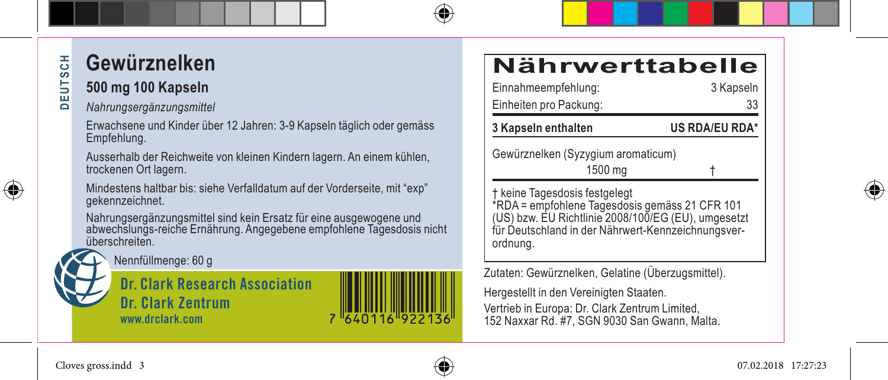DEUTSCH

# Gewürznelken

## 500 mg 100 Kapseln

*Nahrungsergänzungsmittel*

Erwachsene und Kinder über 12 Jahren: 3-9 Kapseln täglich oder gemäss Empfehlung.

Ausserhalb der Reichweite von kleinen Kindern lagern. An einem kühlen, trockenen Ort lagern.

Mindestens haltbar bis: siehe Verfalldatum auf der Vorderseite, mit "exp" gekennzeichnet.

Nahrungsergänzungsmittel sind kein Ersatz für eine ausgewogene und abwechslungs-reiche Ernährung. Angegebene empfohlene Tagesdosis nicht überschreiten.

Nennfüllmenge: 60 g

**Dr. Clark Research Association**
**Dr. Clark Zentrum**
**www.drclark.com**

7 640116 922136

# Nährwerttabelle

| Einnahmeempfehlung: | 3 Kapseln |
| --- | --- |
| Einheiten pro Packung: | 33 |
| **3 Kapseln enthalten** | **US RDA/EU RDA*** |
| Gewürznelken (Syzygium aromaticum) 1500 mg | † |

† keine Tagesdosis festgelegt
*RDA = empfohlene Tagesdosis gemäss 21 CFR 101 (US) bzw. EU Richtlinie 2008/100/EG (EU), umgesetzt für Deutschland in der Nährwert-Kennzeichnungsverordnung.

Zutaten: Gewürznelken, Gelatine (Überzugsmittel).

Hergestellt in den Vereinigten Staaten.

Vertrieb in Europa: Dr. Clark Zentrum Limited, 152 Naxxar Rd. #7, SGN 9030 San Gwann, Malta.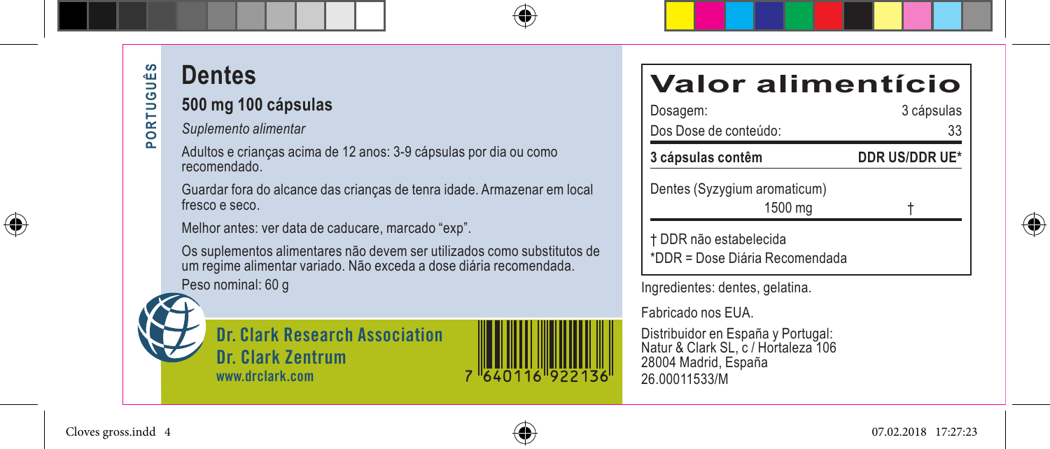PORTUGUÊS

# Dentes

## 500 mg 100 cápsulas

*Suplemento alimentar*

Adultos e crianças acima de 12 anos: 3-9 cápsulas por dia ou como recomendado.

Guardar fora do alcance das crianças de tenra idade. Armazenar em local fresco e seco.

Melhor antes: ver data de caducare, marcado “exp”.

Os suplementos alimentares não devem ser utilizados como substitutos de um regime alimentar variado. Não exceda a dose diária recomendada.

Peso nominal: 60 g

**Dr. Clark Research Association**
**Dr. Clark Zentrum**
www.drclark.com

7 640116 922136

# Valor alimentício

| Dosagem: | 3 cápsulas |
|---|---|
| Dos Dose de conteúdo: | 33 |
| **3 cápsulas contêm** | **DDR US/DDR UE*** |
| Dentes (Syzygium aromaticum) 1500 mg | † |

† DDR não estabelecida
*DDR = Dose Diária Recomendada

Ingredientes: dentes, gelatina.

Fabricado nos EUA.

Distribuidor en España y Portugal:
Natur & Clark SL, c / Hortaleza 106
28004 Madrid, España
26.00011533/M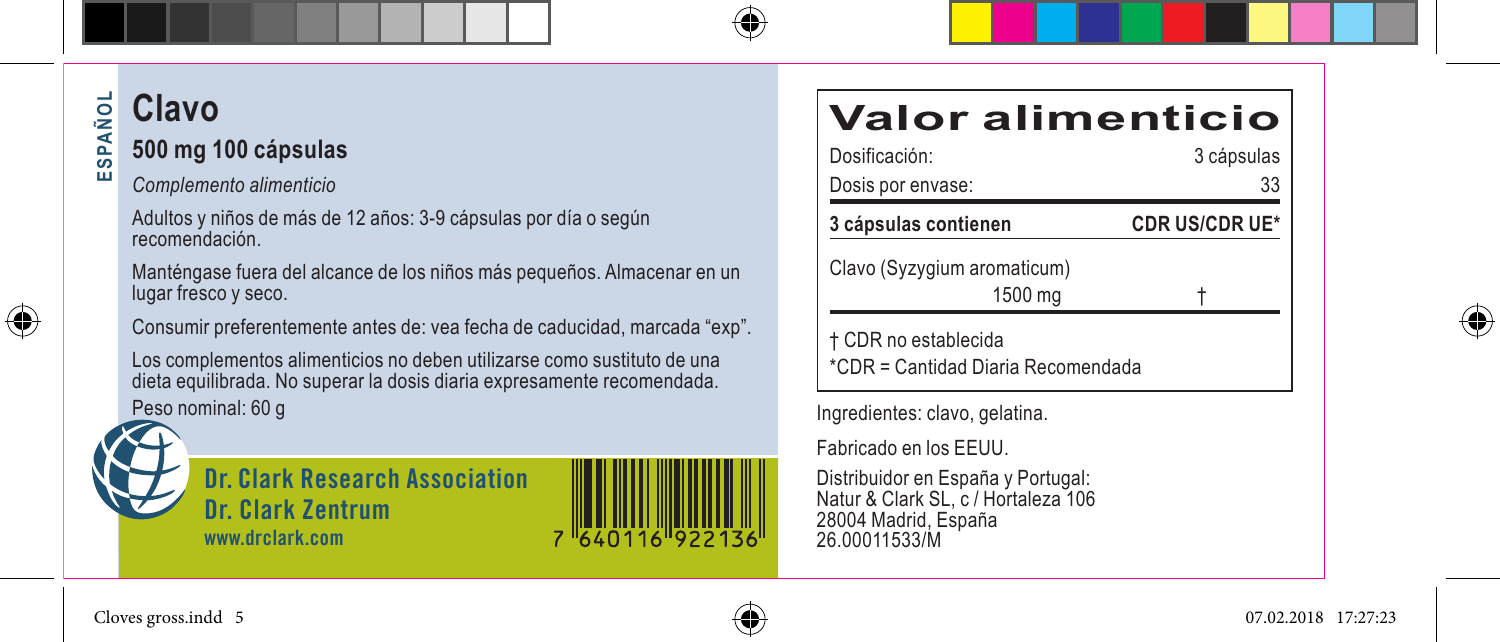ESPAÑOL

# Clavo

## 500 mg 100 cápsulas

*Complemento alimenticio*

Adultos y niños de más de 12 años: 3-9 cápsulas por día o según recomendación.

Manténgase fuera del alcance de los niños más pequeños. Almacenar en un lugar fresco y seco.

Consumir preferentemente antes de: vea fecha de caducidad, marcada "exp".

Los complementos alimenticios no deben utilizarse como sustituto de una dieta equilibrada. No superar la dosis diaria expresamente recomendada.

Peso nominal: 60 g

**Dr. Clark Research Association**
**Dr. Clark Zentrum**
www.drclark.com

7 640116 922136

# Valor alimenticio

| Dosificación: | 3 cápsulas |
|---|---|
| Dosis por envase: | 33 |
| **3 cápsulas contienen** | **CDR US/CDR UE*** |
| Clavo (Syzygium aromaticum) 1500 mg | † |

† CDR no establecida
*CDR = Cantidad Diaria Recomendada

Ingredientes: clavo, gelatina.

Fabricado en los EEUU.

Distribuidor en España y Portugal:
Natur & Clark SL, c / Hortaleza 106
28004 Madrid, España
26.00011533/M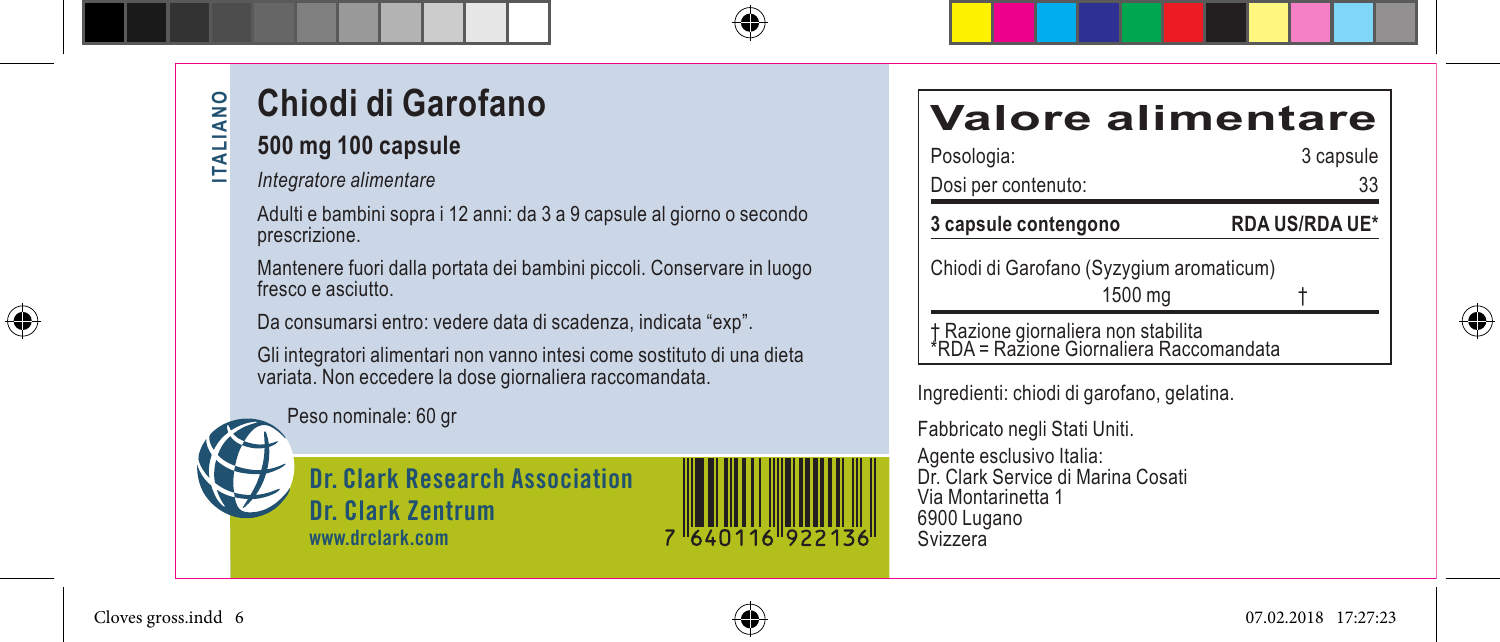ITALIANO

# Chiodi di Garofano

## 500 mg 100 capsule

*Integratore alimentare*

Adulti e bambini sopra i 12 anni: da 3 a 9 capsule al giorno o secondo prescrizione.

Mantenere fuori dalla portata dei bambini piccoli. Conservare in luogo fresco e asciutto.

Da consumarsi entro: vedere data di scadenza, indicata "exp".

Gli integratori alimentari non vanno intesi come sostituto di una dieta variata. Non eccedere la dose giornaliera raccomandata.

Peso nominale: 60 gr

**Dr. Clark Research Association**
**Dr. Clark Zentrum**
**www.drclark.com**

7 640116 922136

## Valore alimentare

| Posologia: | 3 capsule |
|---|---|
| Dosi per contenuto: | 33 |
| **3 capsule contengono** | **RDA US/RDA UE*** |
| Chiodi di Garofano (Syzygium aromaticum) 1500 mg | † |

† Razione giornaliera non stabilita
*RDA = Razione Giornaliera Raccomandata

Ingredienti: chiodi di garofano, gelatina.

Fabbricato negli Stati Uniti.

Agente esclusivo Italia:
Dr. Clark Service di Marina Cosati
Via Montarinetta 1
6900 Lugano
Svizzera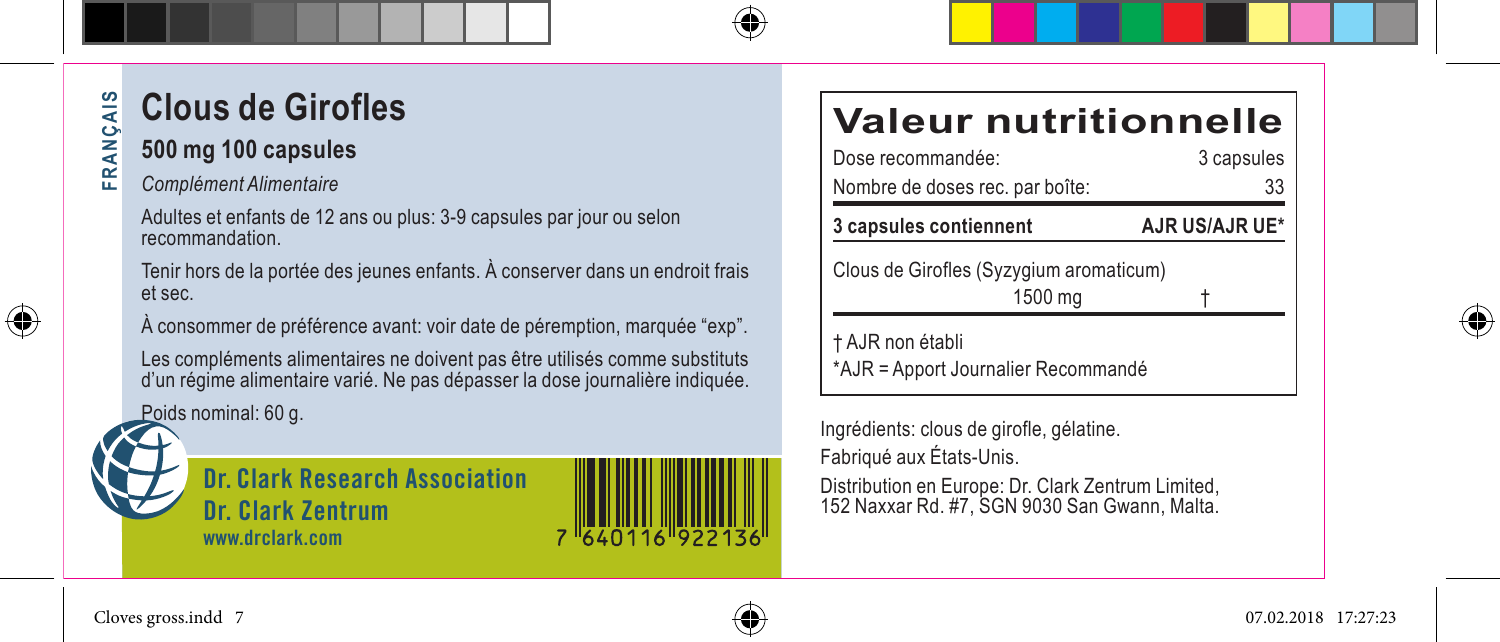FRANÇAIS

# Clous de Girofles

## 500 mg 100 capsules

*Complément Alimentaire*

Adultes et enfants de 12 ans ou plus: 3-9 capsules par jour ou selon recommandation.

Tenir hors de la portée des jeunes enfants. À conserver dans un endroit frais et sec.

À consommer de préférence avant: voir date de péremption, marquée "exp".

Les compléments alimentaires ne doivent pas être utilisés comme substituts d'un régime alimentaire varié. Ne pas dépasser la dose journalière indiquée.

Poids nominal: 60 g.

**Dr. Clark Research Association**
**Dr. Clark Zentrum**
www.drclark.com

7 640116 922136

## Valeur nutritionnelle

| Dose recommandée: | 3 capsules |
|---|---|
| Nombre de doses rec. par boîte: | 33 |
| **3 capsules contiennent** | **AJR US/AJR UE*** |
| Clous de Girofles (Syzygium aromaticum) 1500 mg | † |

† AJR non établi
*AJR = Apport Journalier Recommandé

Ingrédients: clous de girofle, gélatine.

Fabriqué aux États-Unis.

Distribution en Europe: Dr. Clark Zentrum Limited, 152 Naxxar Rd. #7, SGN 9030 San Gwann, Malta.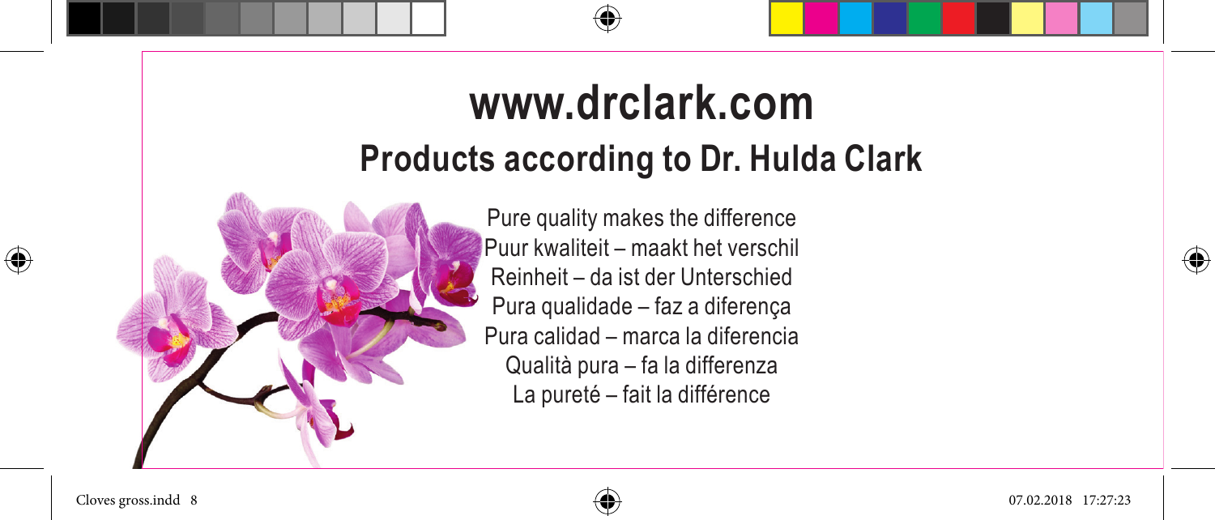# www.drclark.com

## Products according to Dr. Hulda Clark

Pure quality makes the difference
Puur kwaliteit – maakt het verschil
Reinheit – da ist der Unterschied
Pura qualidade – faz a diferença
Pura calidad – marca la diferencia
Qualità pura – fa la differenza
La pureté – fait la différence